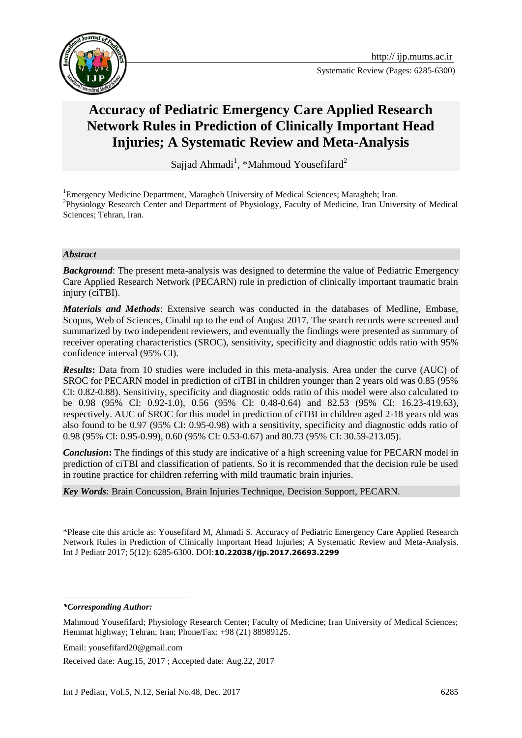# Accuracy of Pediatric Emergency Care Applied Research Network Rules in Prediction of Clinically Important Head Injuries; A Systematic Review and Meta-Analysis

Sajjad Ahmadi[1], *Mahmoud Yousefifard[2]

[1]Emergency Medicine Department, Maragheh University of Medical Sciences; Maragheh; Iran.
[2]Physiology Research Center and Department of Physiology, Faculty of Medicine, Iran University of Medical Sciences; Tehran, Iran.

### *Abstract*

***Background***: The present meta-analysis was designed to determine the value of Pediatric Emergency Care Applied Research Network (PECARN) rule in prediction of clinically important traumatic brain injury (ciTBI).

***Materials and Methods***: Extensive search was conducted in the databases of Medline, Embase, Scopus, Web of Sciences, Cinahl up to the end of August 2017. The search records were screened and summarized by two independent reviewers, and eventually the findings were presented as summary of receiver operating characteristics (SROC), sensitivity, specificity and diagnostic odds ratio with 95% confidence interval (95% CI).

***Results*:** Data from 10 studies were included in this meta-analysis. Area under the curve (AUC) of SROC for PECARN model in prediction of ciTBI in children younger than 2 years old was 0.85 (95% CI: 0.82-0.88). Sensitivity, specificity and diagnostic odds ratio of this model were also calculated to be 0.98 (95% CI: 0.92-1.0), 0.56 (95% CI: 0.48-0.64) and 82.53 (95% CI: 16.23-419.63), respectively. AUC of SROC for this model in prediction of ciTBI in children aged 2-18 years old was also found to be 0.97 (95% CI: 0.95-0.98) with a sensitivity, specificity and diagnostic odds ratio of 0.98 (95% CI: 0.95-0.99), 0.60 (95% CI: 0.53-0.67) and 80.73 (95% CI: 30.59-213.05).

***Conclusion*:** The findings of this study are indicative of a high screening value for PECARN model in prediction of ciTBI and classification of patients. So it is recommended that the decision rule be used in routine practice for children referring with mild traumatic brain injuries.

***Key Words***: Brain Concussion, Brain Injuries Technique, Decision Support, PECARN.

*Please cite this article as: Yousefifard M, Ahmadi S. Accuracy of Pediatric Emergency Care Applied Research Network Rules in Prediction of Clinically Important Head Injuries; A Systematic Review and Meta-Analysis. Int J Pediatr 2017; 5(12): 6285-6300. DOI:**10.22038/ijp.2017.26693.2299**

***\*Corresponding Author:***

Mahmoud Yousefifard; Physiology Research Center; Faculty of Medicine; Iran University of Medical Sciences; Hemmat highway; Tehran; Iran; Phone/Fax: +98 (21) 88989125.

Email: yousefifard20@gmail.com

Received date: Aug.15, 2017 ; Accepted date: Aug.22, 2017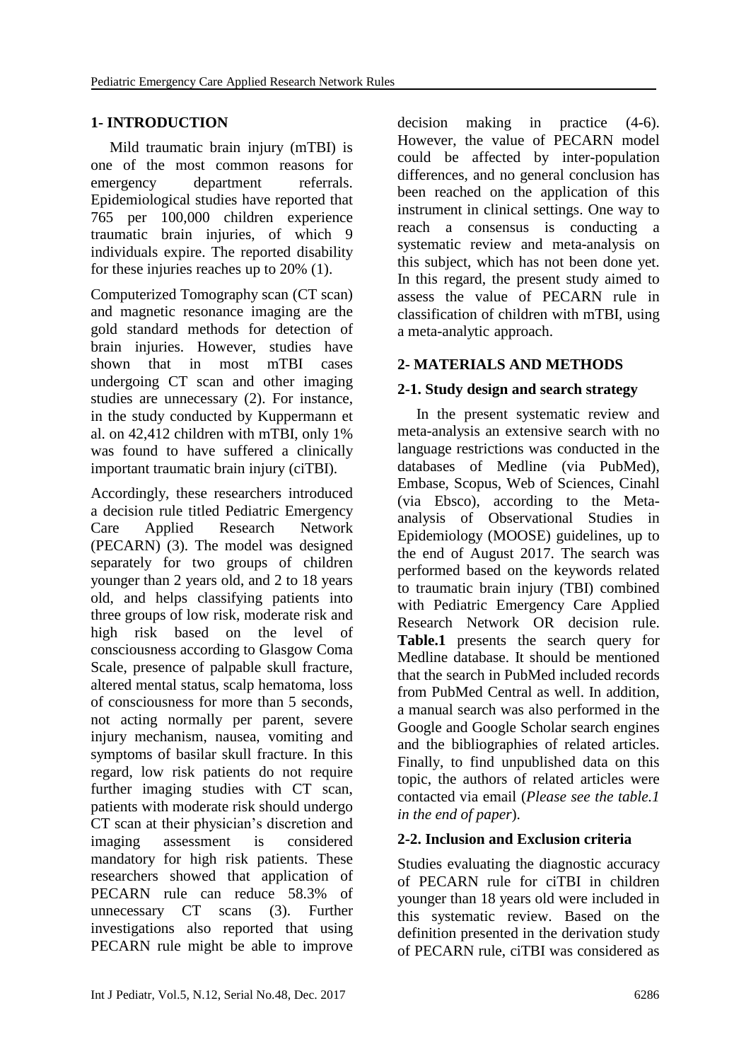## 1- INTRODUCTION

Mild traumatic brain injury (mTBI) is one of the most common reasons for emergency department referrals. Epidemiological studies have reported that 765 per 100,000 children experience traumatic brain injuries, of which 9 individuals expire. The reported disability for these injuries reaches up to 20% (1).

Computerized Tomography scan (CT scan) and magnetic resonance imaging are the gold standard methods for detection of brain injuries. However, studies have shown that in most mTBI cases undergoing CT scan and other imaging studies are unnecessary (2). For instance, in the study conducted by Kuppermann et al. on 42,412 children with mTBI, only 1% was found to have suffered a clinically important traumatic brain injury (ciTBI).

Accordingly, these researchers introduced a decision rule titled Pediatric Emergency Care Applied Research Network (PECARN) (3). The model was designed separately for two groups of children younger than 2 years old, and 2 to 18 years old, and helps classifying patients into three groups of low risk, moderate risk and high risk based on the level of consciousness according to Glasgow Coma Scale, presence of palpable skull fracture, altered mental status, scalp hematoma, loss of consciousness for more than 5 seconds, not acting normally per parent, severe injury mechanism, nausea, vomiting and symptoms of basilar skull fracture. In this regard, low risk patients do not require further imaging studies with CT scan, patients with moderate risk should undergo CT scan at their physician's discretion and imaging assessment is considered mandatory for high risk patients. These researchers showed that application of PECARN rule can reduce 58.3% of unnecessary CT scans (3). Further investigations also reported that using PECARN rule might be able to improve decision making in practice (4-6). However, the value of PECARN model could be affected by inter-population differences, and no general conclusion has been reached on the application of this instrument in clinical settings. One way to reach a consensus is conducting a systematic review and meta-analysis on this subject, which has not been done yet. In this regard, the present study aimed to assess the value of PECARN rule in classification of children with mTBI, using a meta-analytic approach.

## 2- MATERIALS AND METHODS

### 2-1. Study design and search strategy

In the present systematic review and meta-analysis an extensive search with no language restrictions was conducted in the databases of Medline (via PubMed), Embase, Scopus, Web of Sciences, Cinahl (via Ebsco), according to the Meta-analysis of Observational Studies in Epidemiology (MOOSE) guidelines, up to the end of August 2017. The search was performed based on the keywords related to traumatic brain injury (TBI) combined with Pediatric Emergency Care Applied Research Network OR decision rule. **Table.1** presents the search query for Medline database. It should be mentioned that the search in PubMed included records from PubMed Central as well. In addition, a manual search was also performed in the Google and Google Scholar search engines and the bibliographies of related articles. Finally, to find unpublished data on this topic, the authors of related articles were contacted via email (*Please see the table.1 in the end of paper*).

### 2-2. Inclusion and Exclusion criteria

Studies evaluating the diagnostic accuracy of PECARN rule for ciTBI in children younger than 18 years old were included in this systematic review. Based on the definition presented in the derivation study of PECARN rule, ciTBI was considered as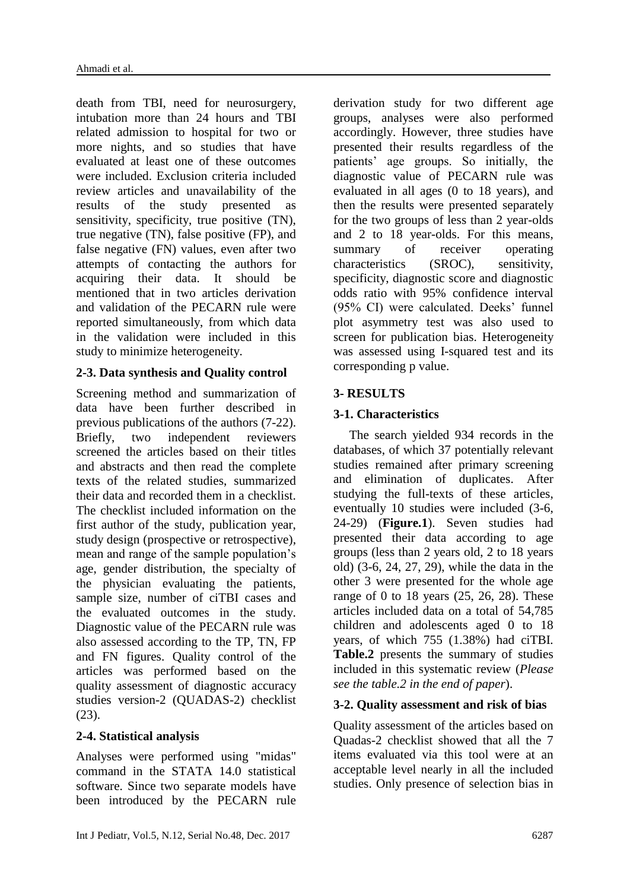death from TBI, need for neurosurgery, intubation more than 24 hours and TBI related admission to hospital for two or more nights, and so studies that have evaluated at least one of these outcomes were included. Exclusion criteria included review articles and unavailability of the results of the study presented as sensitivity, specificity, true positive (TN), true negative (TN), false positive (FP), and false negative (FN) values, even after two attempts of contacting the authors for acquiring their data. It should be mentioned that in two articles derivation and validation of the PECARN rule were reported simultaneously, from which data in the validation were included in this study to minimize heterogeneity.

### 2-3. Data synthesis and Quality control

Screening method and summarization of data have been further described in previous publications of the authors (7-22). Briefly, two independent reviewers screened the articles based on their titles and abstracts and then read the complete texts of the related studies, summarized their data and recorded them in a checklist. The checklist included information on the first author of the study, publication year, study design (prospective or retrospective), mean and range of the sample population's age, gender distribution, the specialty of the physician evaluating the patients, sample size, number of ciTBI cases and the evaluated outcomes in the study. Diagnostic value of the PECARN rule was also assessed according to the TP, TN, FP and FN figures. Quality control of the articles was performed based on the quality assessment of diagnostic accuracy studies version-2 (QUADAS-2) checklist (23).

### 2-4. Statistical analysis

Analyses were performed using "midas" command in the STATA 14.0 statistical software. Since two separate models have been introduced by the PECARN rule derivation study for two different age groups, analyses were also performed accordingly. However, three studies have presented their results regardless of the patients' age groups. So initially, the diagnostic value of PECARN rule was evaluated in all ages (0 to 18 years), and then the results were presented separately for the two groups of less than 2 year-olds and 2 to 18 year-olds. For this means, summary of receiver operating characteristics (SROC), sensitivity, specificity, diagnostic score and diagnostic odds ratio with 95% confidence interval (95% CI) were calculated. Deeks' funnel plot asymmetry test was also used to screen for publication bias. Heterogeneity was assessed using I-squared test and its corresponding p value.

## 3- RESULTS

### 3-1. Characteristics

The search yielded 934 records in the databases, of which 37 potentially relevant studies remained after primary screening and elimination of duplicates. After studying the full-texts of these articles, eventually 10 studies were included (3-6, 24-29) (**Figure.1**). Seven studies had presented their data according to age groups (less than 2 years old, 2 to 18 years old) (3-6, 24, 27, 29), while the data in the other 3 were presented for the whole age range of 0 to 18 years (25, 26, 28). These articles included data on a total of 54,785 children and adolescents aged 0 to 18 years, of which 755 (1.38%) had ciTBI. **Table.2** presents the summary of studies included in this systematic review (*Please see the table.2 in the end of paper*).

### 3-2. Quality assessment and risk of bias

Quality assessment of the articles based on Quadas-2 checklist showed that all the 7 items evaluated via this tool were at an acceptable level nearly in all the included studies. Only presence of selection bias in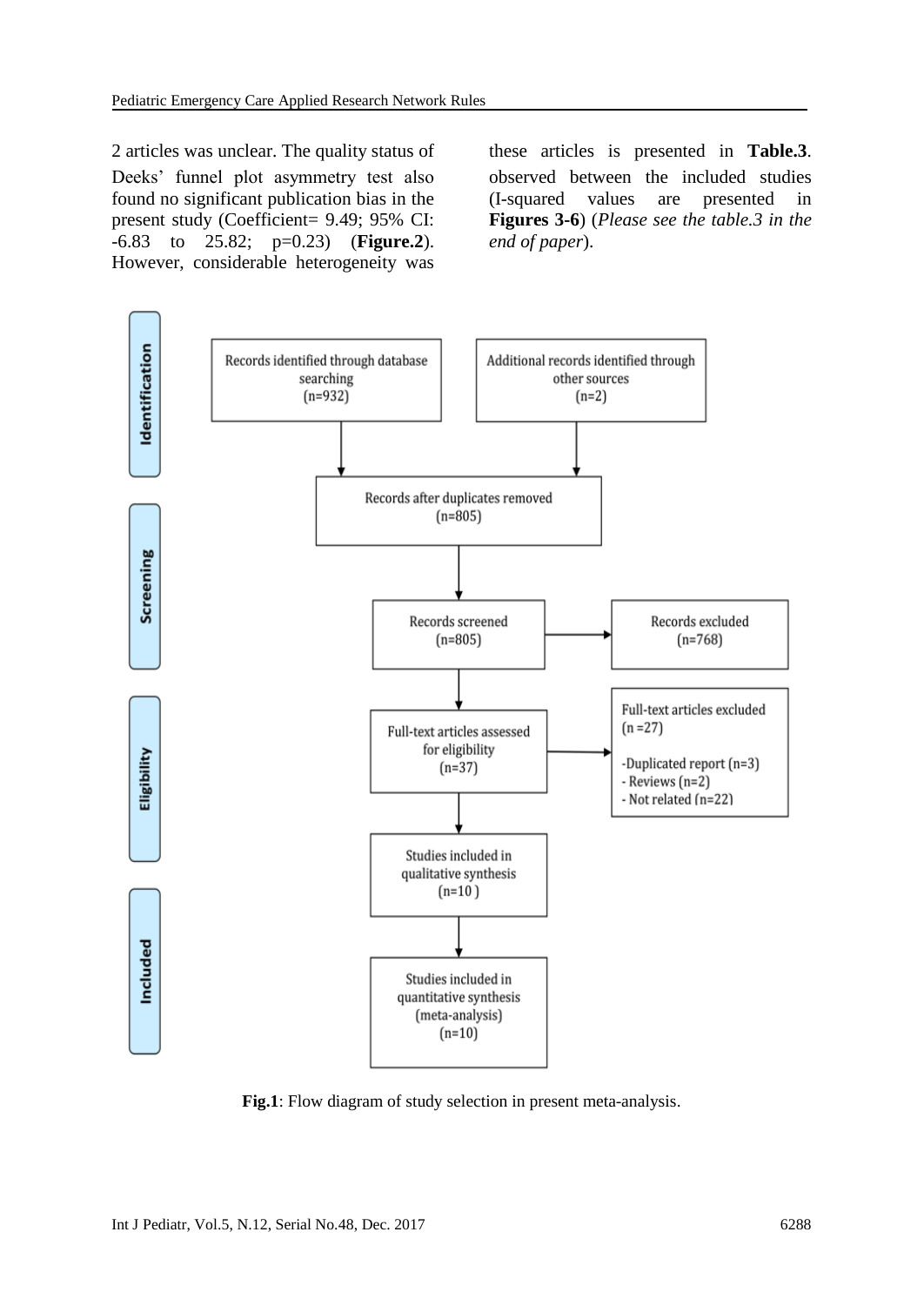2 articles was unclear. The quality status of these articles is presented in **Table.3**.

Deeks' funnel plot asymmetry test also found no significant publication bias in the present study (Coefficient= 9.49; 95% CI: -6.83 to 25.82; p=0.23) (**Figure.2**). However, considerable heterogeneity was observed between the included studies (I-squared values are presented in **Figures 3-6**) (*Please see the table.3 in the end of paper*).

**Identification**

- Records identified through database searching (n=932)
- Additional records identified through other sources (n=2)

**Screening**

- Records after duplicates removed (n=805)
- Records screened (n=805)
- Records excluded (n=768)

**Eligibility**

- Full-text articles assessed for eligibility (n=37)
- Full-text articles excluded (n =27)
  - Duplicated report (n=3)
  - Reviews (n=2)
  - Not related (n=22)

**Included**

- Studies included in qualitative synthesis (n=10 )
- Studies included in quantitative synthesis (meta-analysis) (n=10)

**Fig.1**: Flow diagram of study selection in present meta-analysis.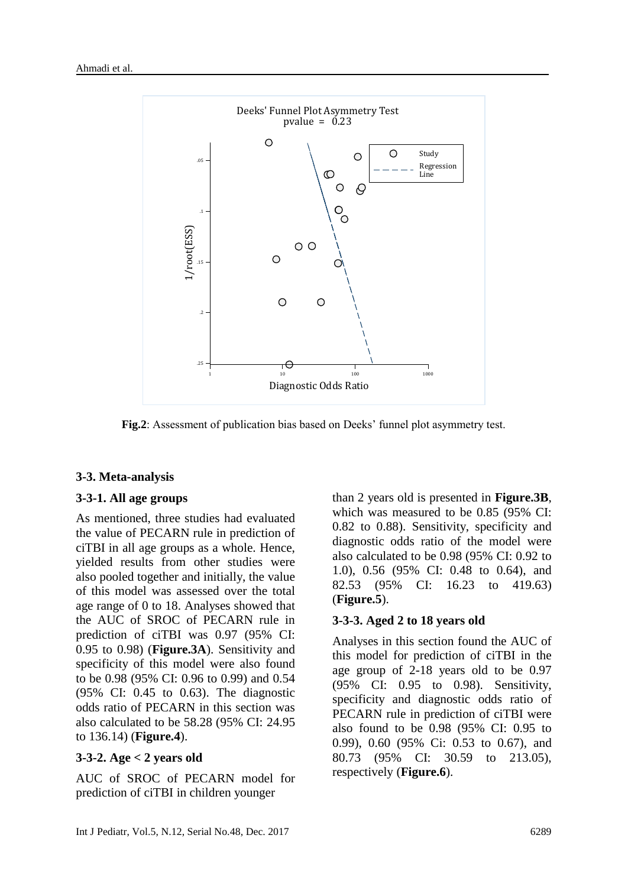**Fig.2**: Assessment of publication bias based on Deeks' funnel plot asymmetry test.

### 3-3. Meta-analysis

#### 3-3-1. All age groups

As mentioned, three studies had evaluated the value of PECARN rule in prediction of ciTBI in all age groups as a whole. Hence, yielded results from other studies were also pooled together and initially, the value of this model was assessed over the total age range of 0 to 18. Analyses showed that the AUC of SROC of PECARN rule in prediction of ciTBI was 0.97 (95% CI: 0.95 to 0.98) (**Figure.3A**). Sensitivity and specificity of this model were also found to be 0.98 (95% CI: 0.96 to 0.99) and 0.54 (95% CI: 0.45 to 0.63). The diagnostic odds ratio of PECARN in this section was also calculated to be 58.28 (95% CI: 24.95 to 136.14) (**Figure.4**).

#### 3-3-2. Age < 2 years old

AUC of SROC of PECARN model for prediction of ciTBI in children younger than 2 years old is presented in **Figure.3B**, which was measured to be 0.85 (95% CI: 0.82 to 0.88). Sensitivity, specificity and diagnostic odds ratio of the model were also calculated to be 0.98 (95% CI: 0.92 to 1.0), 0.56 (95% CI: 0.48 to 0.64), and 82.53 (95% CI: 16.23 to 419.63) (**Figure.5**).

#### 3-3-3. Aged 2 to 18 years old

Analyses in this section found the AUC of this model for prediction of ciTBI in the age group of 2-18 years old to be 0.97 (95% CI: 0.95 to 0.98). Sensitivity, specificity and diagnostic odds ratio of PECARN rule in prediction of ciTBI were also found to be 0.98 (95% CI: 0.95 to 0.99), 0.60 (95% Ci: 0.53 to 0.67), and 80.73 (95% CI: 30.59 to 213.05), respectively (**Figure.6**).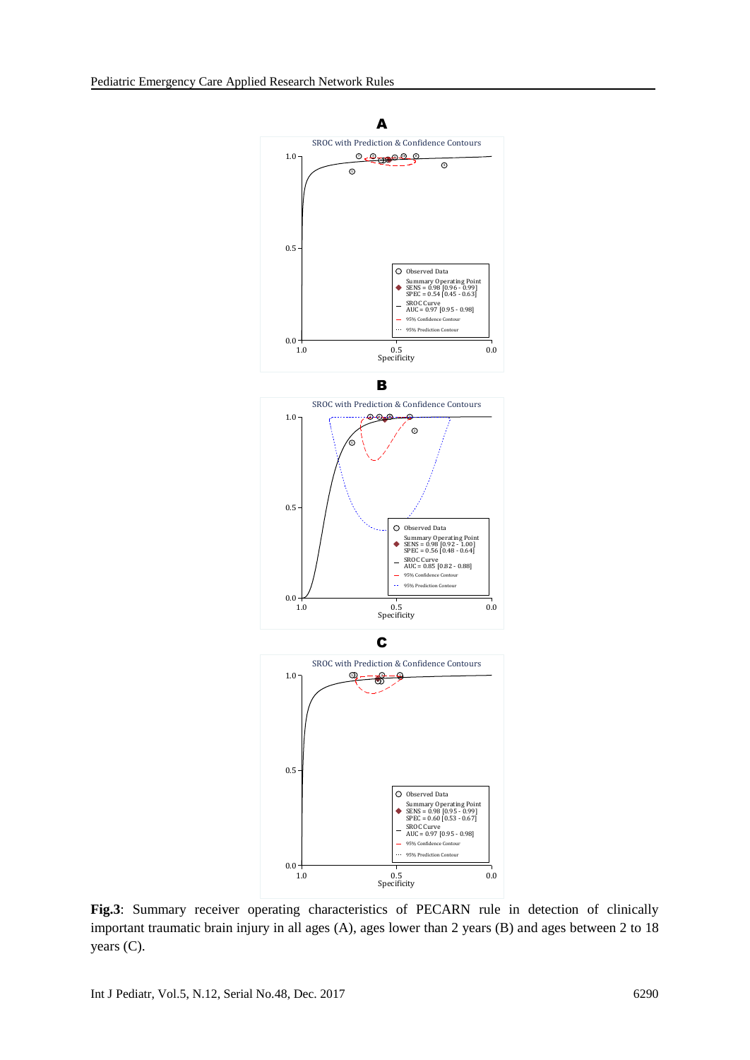**Fig.3**: Summary receiver operating characteristics of PECARN rule in detection of clinically important traumatic brain injury in all ages (A), ages lower than 2 years (B) and ages between 2 to 18 years (C).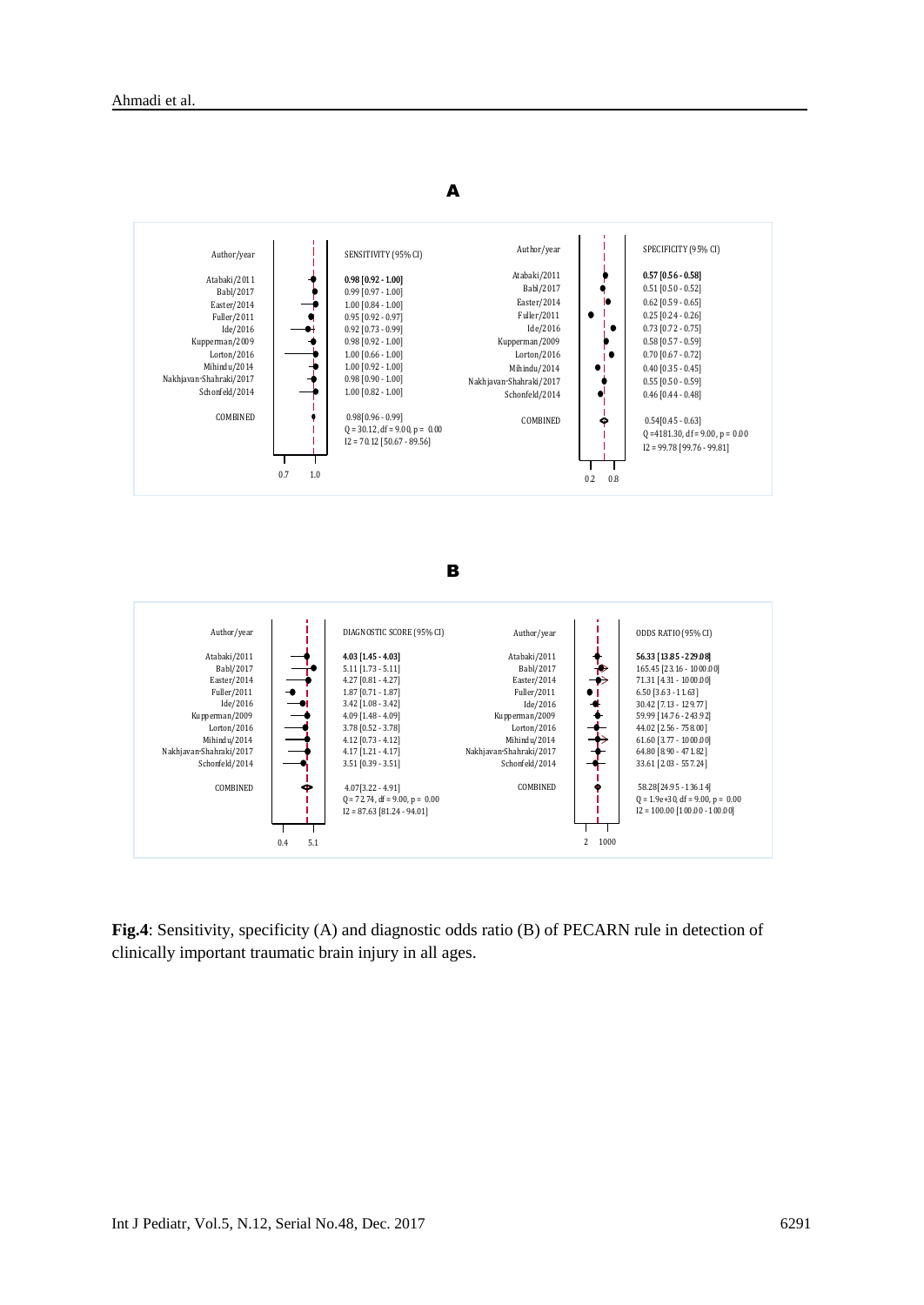**A**

| Author/year | SENSITIVITY (95% CI) |
|---|---|
| Atabaki/2011 | **0.98 [0.92 - 1.00]** |
| Babl/2017 | 0.99 [0.97 - 1.00] |
| Easter/2014 | 1.00 [0.84 - 1.00] |
| Fuller/2011 | 0.95 [0.92 - 0.97] |
| Ide/2016 | 0.92 [0.73 - 0.99] |
| Kupperman/2009 | 0.98 [0.92 - 1.00] |
| Lorton/2016 | 1.00 [0.66 - 1.00] |
| Mihindu/2014 | 1.00 [0.92 - 1.00] |
| Nakhjavan-Shahraki/2017 | 0.98 [0.90 - 1.00] |
| Schonfeld/2014 | 1.00 [0.82 - 1.00] |
| COMBINED | 0.98 [0.96 - 0.99]; Q = 30.12, df = 9.00, p = 0.00; I2 = 70.12 [50.67 - 89.56] |

| Author/year | SPECIFICITY (95% CI) |
|---|---|
| Atabaki/2011 | **0.57 [0.56 - 0.58]** |
| Babl/2017 | 0.51 [0.50 - 0.52] |
| Easter/2014 | 0.62 [0.59 - 0.65] |
| Fuller/2011 | 0.25 [0.24 - 0.26] |
| Ide/2016 | 0.73 [0.72 - 0.75] |
| Kupperman/2009 | 0.58 [0.57 - 0.59] |
| Lorton/2016 | 0.70 [0.67 - 0.72] |
| Mihindu/2014 | 0.40 [0.35 - 0.45] |
| Nakhjavan-Shahraki/2017 | 0.55 [0.50 - 0.59] |
| Schonfeld/2014 | 0.46 [0.44 - 0.48] |
| COMBINED | 0.54 [0.44 - 0.63]; Q = 4181.30, df = 9.00, p = 0.00; I2 = 99.78 [99.76 - 99.81] |

**B**

| Author/year | DIAGNOSTIC SCORE (95% CI) |
|---|---|
| Atabaki/2011 | **4.03 [1.45 - 4.03]** |
| Babl/2017 | 5.11 [1.73 - 5.11] |
| Easter/2014 | 4.27 [0.81 - 4.27] |
| Fuller/2011 | 1.87 [0.71 - 1.87] |
| Ide/2016 | 3.42 [1.08 - 3.42] |
| Kupperman/2009 | 4.09 [1.48 - 4.09] |
| Lorton/2016 | 3.78 [0.52 - 3.78] |
| Mihindu/2014 | 4.12 [0.73 - 4.12] |
| Nakhjavan-Shahraki/2017 | 4.17 [1.21 - 4.17] |
| Schonfeld/2014 | 3.51 [0.39 - 3.51] |
| COMBINED | 4.07 [3.22 - 4.91]; Q = 72.74, df = 9.00, p = 0.00; I2 = 87.63 [81.24 - 94.01] |

| Author/year | ODDS RATIO (95% CI) |
|---|---|
| Atabaki/2011 | **56.33 [13.85 - 229.08]** |
| Babl/2017 | 165.45 [23.16 - 1000.00] |
| Easter/2014 | 71.31 [4.31 - 1000.00] |
| Fuller/2011 | 6.50 [3.63 - 11.63] |
| Ide/2016 | 30.42 [7.13 - 129.77] |
| Kupperman/2009 | 59.99 [14.76 - 243.92] |
| Lorton/2016 | 44.02 [2.56 - 758.00] |
| Mihindu/2014 | 61.60 [3.77 - 1000.00] |
| Nakhjavan-Shahraki/2017 | 64.80 [8.90 - 471.82] |
| Schonfeld/2014 | 33.61 [2.03 - 557.24] |
| COMBINED | 58.28 [24.95 - 136.14]; Q = 1.9e+30, df = 9.00, p = 0.00; I2 = 100.00 [100.00 - 100.00] |

**Fig.4**: Sensitivity, specificity (A) and diagnostic odds ratio (B) of PECARN rule in detection of clinically important traumatic brain injury in all ages.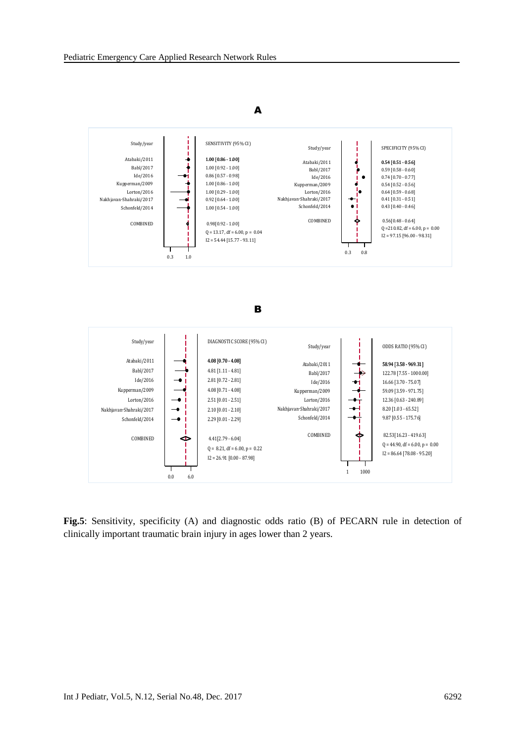**A**

| Study/year | SENSITIVITY (95% CI) |
|---|---|
| Atabaki/2011 | **1.00 [0.86 - 1.00]** |
| Babl/2017 | 1.00 [0.92 - 1.00] |
| Ide/2016 | 0.86 [0.57 - 0.98] |
| Kupperman/2009 | 1.00 [0.86 - 1.00] |
| Lorton/2016 | 1.00 [0.29 - 1.00] |
| Nakhjavan-Shahraki/2017 | 0.92 [0.64 - 1.00] |
| Schonfeld/2014 | 1.00 [0.54 - 1.00] |
| COMBINED | 0.98[0.92 - 1.00] |
| | Q = 13.17, df = 6.00, p = 0.04 |
| | I2 = 54.44 [15.77 - 93.11] |

| Study/year | SPECIFICITY (95% CI) |
|---|---|
| Atabaki/2011 | **0.54 [0.51 - 0.56]** |
| Babl/2017 | 0.59 [0.58 - 0.60] |
| Ide/2016 | 0.74 [0.70 - 0.77] |
| Kupperman/2009 | 0.54 [0.52 - 0.56] |
| Lorton/2016 | 0.64 [0.59 - 0.68] |
| Nakhjavan-Shahraki/2017 | 0.41 [0.31 - 0.51] |
| Schonfeld/2014 | 0.43 [0.40 - 0.46] |
| COMBINED | 0.56[0.48 - 0.64] |
| | Q =210.82, df = 6.00, p = 0.00 |
| | I2 = 97.15 [96.00 - 98.31] |

**B**

| Study/year | DIAGNOSTIC SCORE (95% CI) |
|---|---|
| Atabaki/2011 | **4.08 [0.70 - 4.08]** |
| Babl/2017 | 4.81 [1.11 - 4.81] |
| Ide/2016 | 2.81 [0.72 - 2.81] |
| Kupperman/2009 | 4.08 [0.71 - 4.08] |
| Lorton/2016 | 2.51 [0.01 - 2.51] |
| Nakhjavan-Shahraki/2017 | 2.10 [0.01 - 2.10] |
| Schonfeld/2014 | 2.29 [0.01 - 2.29] |
| COMBINED | 4.41[2.79 - 6.04] |
| | Q = 8.21, df = 6.00, p = 0.22 |
| | I2 = 26.91 [0.00 - 87.98] |

| Study/year | ODDS RATIO (95% CI) |
|---|---|
| Atabaki/2011 | **58.94 [3.58 - 969.31]** |
| Babl/2017 | 122.78 [7.55 - 1000.00] |
| Ide/2016 | 16.66 [3.70 - 75.07] |
| Kupperman/2009 | 59.09 [3.59 - 971.75] |
| Lorton/2016 | 12.36 [0.63 - 240.89] |
| Nakhjavan-Shahraki/2017 | 8.20 [1.03 - 65.52] |
| Schonfeld/2014 | 9.87 [0.55 - 175.76] |
| COMBINED | 82.53[16.23 - 419.63] |
| | Q = 44.90, df = 6.00, p = 0.00 |
| | I2 = 86.64 [78.08 - 95.20] |

**Fig.5**: Sensitivity, specificity (A) and diagnostic odds ratio (B) of PECARN rule in detection of clinically important traumatic brain injury in ages lower than 2 years.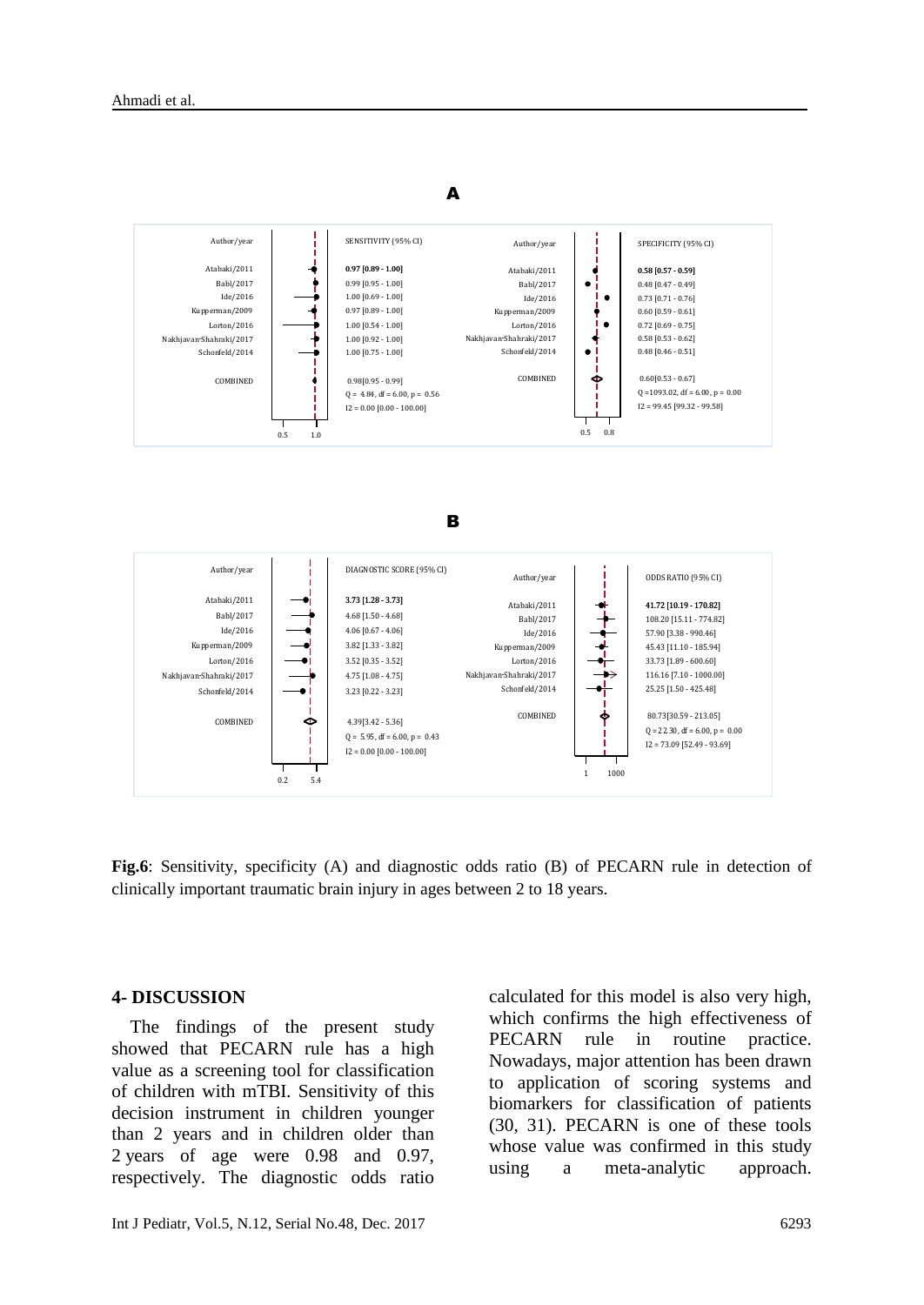**A**

| Author/year | SENSITIVITY (95% CI) |
|---|---|
| Atabaki/2011 | **0.97 [0.89 - 1.00]** |
| Babl/2017 | 0.99 [0.95 - 1.00] |
| Ide/2016 | 1.00 [0.69 - 1.00] |
| Kupperman/2009 | 0.97 [0.89 - 1.00] |
| Lorton/2016 | 1.00 [0.54 - 1.00] |
| Nakhjavan-Shahraki/2017 | 1.00 [0.92 - 1.00] |
| Schonfeld/2014 | 1.00 [0.75 - 1.00] |
| COMBINED | 0.98 [0.95 - 0.99]<br>Q = 4.84, df = 6.00, p = 0.56<br>I2 = 0.00 [0.00 - 100.00] |

| Author/year | SPECIFICITY (95% CI) |
|---|---|
| Atabaki/2011 | **0.58 [0.57 - 0.59]** |
| Babl/2017 | 0.48 [0.47 - 0.49] |
| Ide/2016 | 0.73 [0.71 - 0.76] |
| Kupperman/2009 | 0.60 [0.59 - 0.61] |
| Lorton/2016 | 0.72 [0.69 - 0.75] |
| Nakhjavan-Shahraki/2017 | 0.58 [0.53 - 0.62] |
| Schonfeld/2014 | 0.48 [0.46 - 0.51] |
| COMBINED | 0.60 [0.53 - 0.67]<br>Q = 1093.02, df = 6.00, p = 0.00<br>I2 = 99.45 [99.32 - 99.58] |

**B**

| Author/year | DIAGNOSTIC SCORE (95% CI) |
|---|---|
| Atabaki/2011 | **3.73 [1.28 - 3.73]** |
| Babl/2017 | 4.68 [1.50 - 4.68] |
| Ide/2016 | 4.06 [0.67 - 4.06] |
| Kupperman/2009 | 3.82 [1.33 - 3.82] |
| Lorton/2016 | 3.52 [0.35 - 3.52] |
| Nakhjavan-Shahraki/2017 | 4.75 [1.08 - 4.75] |
| Schonfeld/2014 | 3.23 [0.22 - 3.23] |
| COMBINED | 4.39 [3.42 - 5.36]<br>Q = 5.95, df = 6.00, p = 0.43<br>I2 = 0.00 [0.00 - 100.00] |

| Author/year | ODDS RATIO (95% CI) |
|---|---|
| Atabaki/2011 | **41.72 [10.19 - 170.82]** |
| Babl/2017 | 108.20 [15.11 - 774.82] |
| Ide/2016 | 57.90 [3.38 - 990.46] |
| Kupperman/2009 | 45.43 [11.10 - 185.94] |
| Lorton/2016 | 33.73 [1.89 - 600.60] |
| Nakhjavan-Shahraki/2017 | 116.16 [7.10 - 1000.00] |
| Schonfeld/2014 | 25.25 [1.50 - 425.48] |
| COMBINED | 80.73 [30.59 - 213.05]<br>Q = 22.30, df = 6.00, p = 0.00<br>I2 = 73.09 [52.49 - 93.69] |

**Fig.6**: Sensitivity, specificity (A) and diagnostic odds ratio (B) of PECARN rule in detection of clinically important traumatic brain injury in ages between 2 to 18 years.

## 4- DISCUSSION

The findings of the present study showed that PECARN rule has a high value as a screening tool for classification of children with mTBI. Sensitivity of this decision instrument in children younger than 2 years and in children older than 2 years of age were 0.98 and 0.97, respectively. The diagnostic odds ratio calculated for this model is also very high, which confirms the high effectiveness of PECARN rule in routine practice. Nowadays, major attention has been drawn to application of scoring systems and biomarkers for classification of patients (30, 31). PECARN is one of these tools whose value was confirmed in this study using a meta-analytic approach.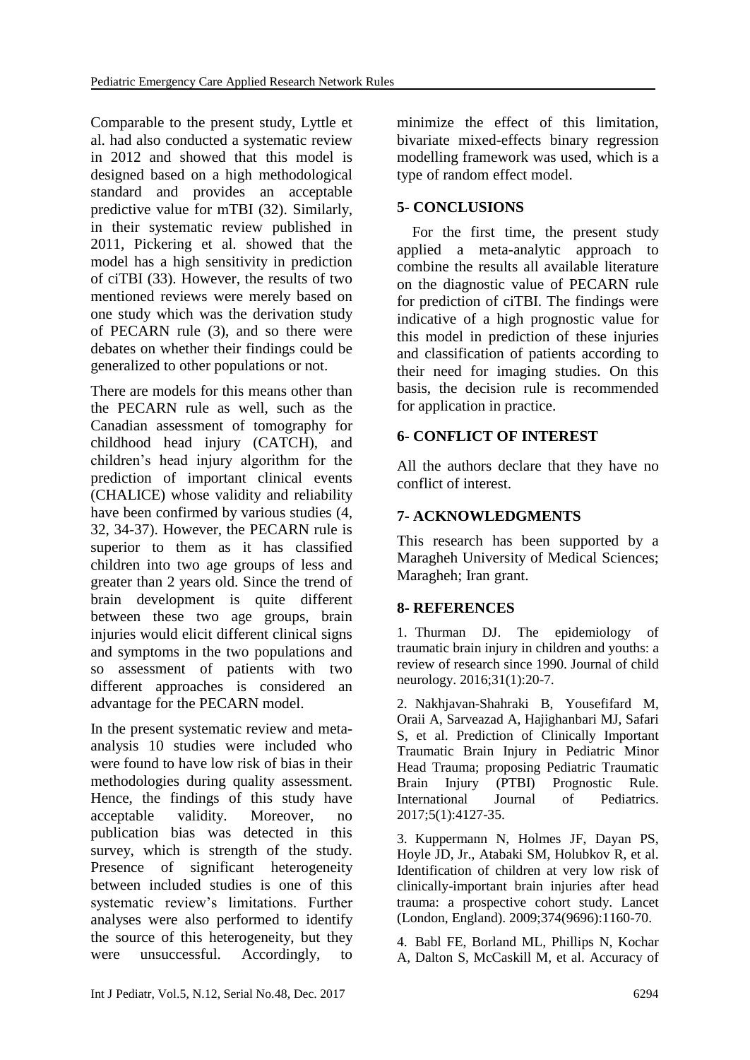Comparable to the present study, Lyttle et al. had also conducted a systematic review in 2012 and showed that this model is designed based on a high methodological standard and provides an acceptable predictive value for mTBI (32). Similarly, in their systematic review published in 2011, Pickering et al. showed that the model has a high sensitivity in prediction of ciTBI (33). However, the results of two mentioned reviews were merely based on one study which was the derivation study of PECARN rule (3), and so there were debates on whether their findings could be generalized to other populations or not.

There are models for this means other than the PECARN rule as well, such as the Canadian assessment of tomography for childhood head injury (CATCH), and children's head injury algorithm for the prediction of important clinical events (CHALICE) whose validity and reliability have been confirmed by various studies (4, 32, 34-37). However, the PECARN rule is superior to them as it has classified children into two age groups of less and greater than 2 years old. Since the trend of brain development is quite different between these two age groups, brain injuries would elicit different clinical signs and symptoms in the two populations and so assessment of patients with two different approaches is considered an advantage for the PECARN model.

In the present systematic review and meta-analysis 10 studies were included who were found to have low risk of bias in their methodologies during quality assessment. Hence, the findings of this study have acceptable validity. Moreover, no publication bias was detected in this survey, which is strength of the study. Presence of significant heterogeneity between included studies is one of this systematic review's limitations. Further analyses were also performed to identify the source of this heterogeneity, but they were unsuccessful. Accordingly, to minimize the effect of this limitation, bivariate mixed-effects binary regression modelling framework was used, which is a type of random effect model.

## 5- CONCLUSIONS

For the first time, the present study applied a meta-analytic approach to combine the results all available literature on the diagnostic value of PECARN rule for prediction of ciTBI. The findings were indicative of a high prognostic value for this model in prediction of these injuries and classification of patients according to their need for imaging studies. On this basis, the decision rule is recommended for application in practice.

## 6- CONFLICT OF INTEREST

All the authors declare that they have no conflict of interest.

## 7- ACKNOWLEDGMENTS

This research has been supported by a Maragheh University of Medical Sciences; Maragheh; Iran grant.

## 8- REFERENCES

1. Thurman DJ. The epidemiology of traumatic brain injury in children and youths: a review of research since 1990. Journal of child neurology. 2016;31(1):20-7.

2. Nakhjavan-Shahraki B, Yousefifard M, Oraii A, Sarveazad A, Hajighanbari MJ, Safari S, et al. Prediction of Clinically Important Traumatic Brain Injury in Pediatric Minor Head Trauma; proposing Pediatric Traumatic Brain Injury (PTBI) Prognostic Rule. International Journal of Pediatrics. 2017;5(1):4127-35.

3. Kuppermann N, Holmes JF, Dayan PS, Hoyle JD, Jr., Atabaki SM, Holubkov R, et al. Identification of children at very low risk of clinically-important brain injuries after head trauma: a prospective cohort study. Lancet (London, England). 2009;374(9696):1160-70.

4. Babl FE, Borland ML, Phillips N, Kochar A, Dalton S, McCaskill M, et al. Accuracy of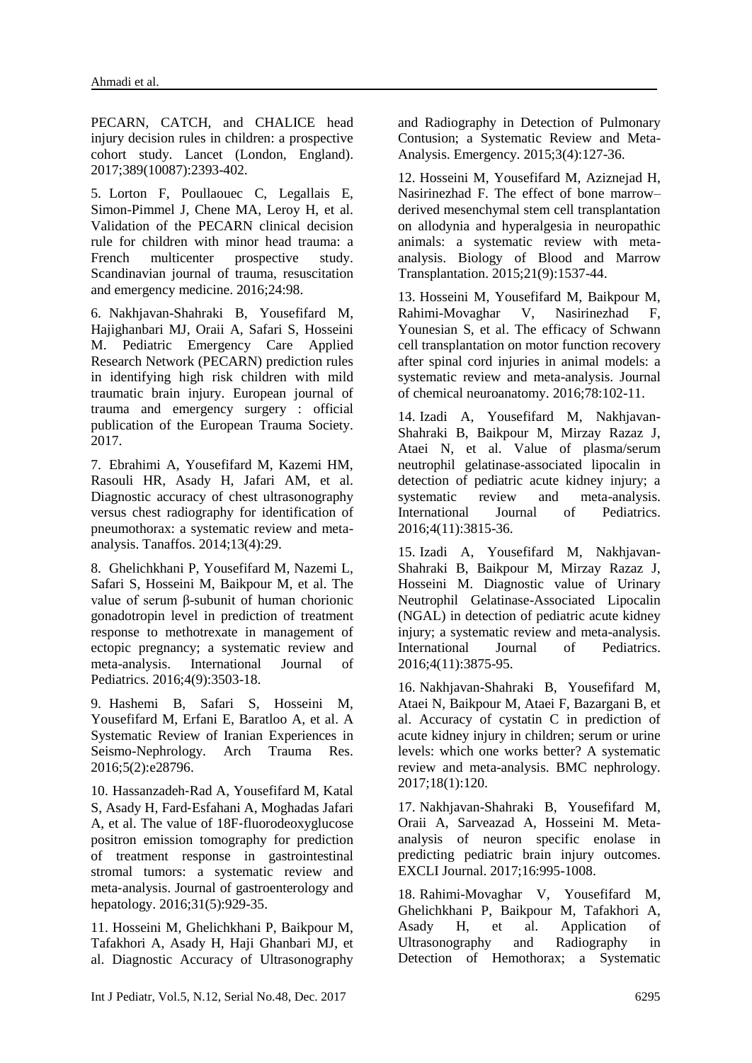PECARN, CATCH, and CHALICE head injury decision rules in children: a prospective cohort study. Lancet (London, England). 2017;389(10087):2393-402.

5. Lorton F, Poullaouec C, Legallais E, Simon-Pimmel J, Chene MA, Leroy H, et al. Validation of the PECARN clinical decision rule for children with minor head trauma: a French multicenter prospective study. Scandinavian journal of trauma, resuscitation and emergency medicine. 2016;24:98.

6. Nakhjavan-Shahraki B, Yousefifard M, Hajighanbari MJ, Oraii A, Safari S, Hosseini M. Pediatric Emergency Care Applied Research Network (PECARN) prediction rules in identifying high risk children with mild traumatic brain injury. European journal of trauma and emergency surgery : official publication of the European Trauma Society. 2017.

7. Ebrahimi A, Yousefifard M, Kazemi HM, Rasouli HR, Asady H, Jafari AM, et al. Diagnostic accuracy of chest ultrasonography versus chest radiography for identification of pneumothorax: a systematic review and meta-analysis. Tanaffos. 2014;13(4):29.

8. Ghelichkhani P, Yousefifard M, Nazemi L, Safari S, Hosseini M, Baikpour M, et al. The value of serum β-subunit of human chorionic gonadotropin level in prediction of treatment response to methotrexate in management of ectopic pregnancy; a systematic review and meta-analysis. International Journal of Pediatrics. 2016;4(9):3503-18.

9. Hashemi B, Safari S, Hosseini M, Yousefifard M, Erfani E, Baratloo A, et al. A Systematic Review of Iranian Experiences in Seismo-Nephrology. Arch Trauma Res. 2016;5(2):e28796.

10. Hassanzadeh-Rad A, Yousefifard M, Katal S, Asady H, Fard-Esfahani A, Moghadas Jafari A, et al. The value of 18F-fluorodeoxyglucose positron emission tomography for prediction of treatment response in gastrointestinal stromal tumors: a systematic review and meta-analysis. Journal of gastroenterology and hepatology. 2016;31(5):929-35.

11. Hosseini M, Ghelichkhani P, Baikpour M, Tafakhori A, Asady H, Haji Ghanbari MJ, et al. Diagnostic Accuracy of Ultrasonography and Radiography in Detection of Pulmonary Contusion; a Systematic Review and Meta-Analysis. Emergency. 2015;3(4):127-36.

12. Hosseini M, Yousefifard M, Aziznejad H, Nasirinezhad F. The effect of bone marrow–derived mesenchymal stem cell transplantation on allodynia and hyperalgesia in neuropathic animals: a systematic review with meta-analysis. Biology of Blood and Marrow Transplantation. 2015;21(9):1537-44.

13. Hosseini M, Yousefifard M, Baikpour M, Rahimi-Movaghar V, Nasirinezhad F, Younesian S, et al. The efficacy of Schwann cell transplantation on motor function recovery after spinal cord injuries in animal models: a systematic review and meta-analysis. Journal of chemical neuroanatomy. 2016;78:102-11.

14. Izadi A, Yousefifard M, Nakhjavan-Shahraki B, Baikpour M, Mirzay Razaz J, Ataei N, et al. Value of plasma/serum neutrophil gelatinase-associated lipocalin in detection of pediatric acute kidney injury; a systematic review and meta-analysis. International Journal of Pediatrics. 2016;4(11):3815-36.

15. Izadi A, Yousefifard M, Nakhjavan-Shahraki B, Baikpour M, Mirzay Razaz J, Hosseini M. Diagnostic value of Urinary Neutrophil Gelatinase-Associated Lipocalin (NGAL) in detection of pediatric acute kidney injury; a systematic review and meta-analysis. International Journal of Pediatrics. 2016;4(11):3875-95.

16. Nakhjavan-Shahraki B, Yousefifard M, Ataei N, Baikpour M, Ataei F, Bazargani B, et al. Accuracy of cystatin C in prediction of acute kidney injury in children; serum or urine levels: which one works better? A systematic review and meta-analysis. BMC nephrology. 2017;18(1):120.

17. Nakhjavan-Shahraki B, Yousefifard M, Oraii A, Sarveazad A, Hosseini M. Meta-analysis of neuron specific enolase in predicting pediatric brain injury outcomes. EXCLI Journal. 2017;16:995-1008.

18. Rahimi-Movaghar V, Yousefifard M, Ghelichkhani P, Baikpour M, Tafakhori A, Asady H, et al. Application of Ultrasonography and Radiography in Detection of Hemothorax; a Systematic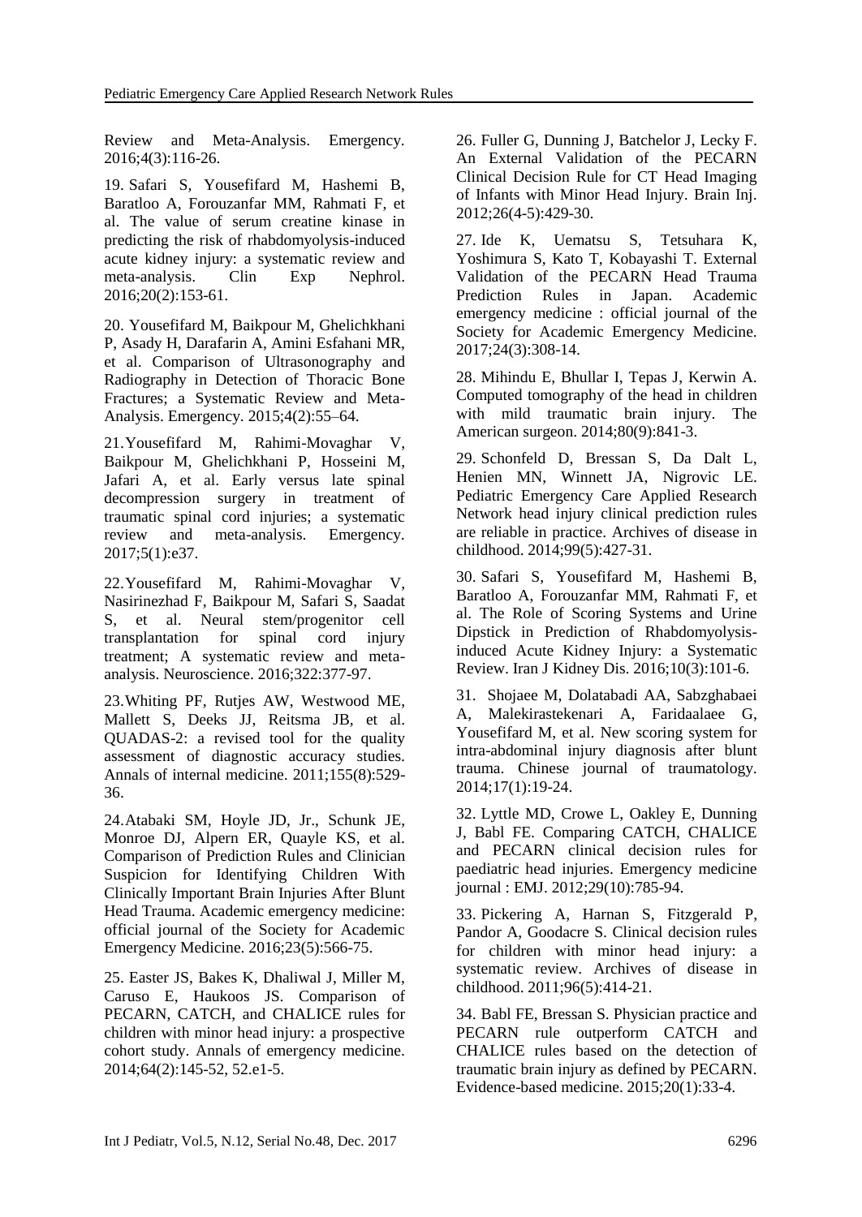Review and Meta-Analysis. Emergency. 2016;4(3):116-26.

19. Safari S, Yousefifard M, Hashemi B, Baratloo A, Forouzanfar MM, Rahmati F, et al. The value of serum creatine kinase in predicting the risk of rhabdomyolysis-induced acute kidney injury: a systematic review and meta-analysis. Clin Exp Nephrol. 2016;20(2):153-61.

20. Yousefifard M, Baikpour M, Ghelichkhani P, Asady H, Darafarin A, Amini Esfahani MR, et al. Comparison of Ultrasonography and Radiography in Detection of Thoracic Bone Fractures; a Systematic Review and Meta-Analysis. Emergency. 2015;4(2):55–64.

21. Yousefifard M, Rahimi-Movaghar V, Baikpour M, Ghelichkhani P, Hosseini M, Jafari A, et al. Early versus late spinal decompression surgery in treatment of traumatic spinal cord injuries; a systematic review and meta-analysis. Emergency. 2017;5(1):e37.

22. Yousefifard M, Rahimi-Movaghar V, Nasirinezhad F, Baikpour M, Safari S, Saadat S, et al. Neural stem/progenitor cell transplantation for spinal cord injury treatment; A systematic review and meta-analysis. Neuroscience. 2016;322:377-97.

23. Whiting PF, Rutjes AW, Westwood ME, Mallett S, Deeks JJ, Reitsma JB, et al. QUADAS-2: a revised tool for the quality assessment of diagnostic accuracy studies. Annals of internal medicine. 2011;155(8):529-36.

24. Atabaki SM, Hoyle JD, Jr., Schunk JE, Monroe DJ, Alpern ER, Quayle KS, et al. Comparison of Prediction Rules and Clinician Suspicion for Identifying Children With Clinically Important Brain Injuries After Blunt Head Trauma. Academic emergency medicine: official journal of the Society for Academic Emergency Medicine. 2016;23(5):566-75.

25. Easter JS, Bakes K, Dhaliwal J, Miller M, Caruso E, Haukoos JS. Comparison of PECARN, CATCH, and CHALICE rules for children with minor head injury: a prospective cohort study. Annals of emergency medicine. 2014;64(2):145-52, 52.e1-5.

26. Fuller G, Dunning J, Batchelor J, Lecky F. An External Validation of the PECARN Clinical Decision Rule for CT Head Imaging of Infants with Minor Head Injury. Brain Inj. 2012;26(4-5):429-30.

27. Ide K, Uematsu S, Tetsuhara K, Yoshimura S, Kato T, Kobayashi T. External Validation of the PECARN Head Trauma Prediction Rules in Japan. Academic emergency medicine : official journal of the Society for Academic Emergency Medicine. 2017;24(3):308-14.

28. Mihindu E, Bhullar I, Tepas J, Kerwin A. Computed tomography of the head in children with mild traumatic brain injury. The American surgeon. 2014;80(9):841-3.

29. Schonfeld D, Bressan S, Da Dalt L, Henien MN, Winnett JA, Nigrovic LE. Pediatric Emergency Care Applied Research Network head injury clinical prediction rules are reliable in practice. Archives of disease in childhood. 2014;99(5):427-31.

30. Safari S, Yousefifard M, Hashemi B, Baratloo A, Forouzanfar MM, Rahmati F, et al. The Role of Scoring Systems and Urine Dipstick in Prediction of Rhabdomyolysis-induced Acute Kidney Injury: a Systematic Review. Iran J Kidney Dis. 2016;10(3):101-6.

31. Shojaee M, Dolatabadi AA, Sabzghabaei A, Malekirastekenari A, Faridaalaee G, Yousefifard M, et al. New scoring system for intra-abdominal injury diagnosis after blunt trauma. Chinese journal of traumatology. 2014;17(1):19-24.

32. Lyttle MD, Crowe L, Oakley E, Dunning J, Babl FE. Comparing CATCH, CHALICE and PECARN clinical decision rules for paediatric head injuries. Emergency medicine journal : EMJ. 2012;29(10):785-94.

33. Pickering A, Harnan S, Fitzgerald P, Pandor A, Goodacre S. Clinical decision rules for children with minor head injury: a systematic review. Archives of disease in childhood. 2011;96(5):414-21.

34. Babl FE, Bressan S. Physician practice and PECARN rule outperform CATCH and CHALICE rules based on the detection of traumatic brain injury as defined by PECARN. Evidence-based medicine. 2015;20(1):33-4.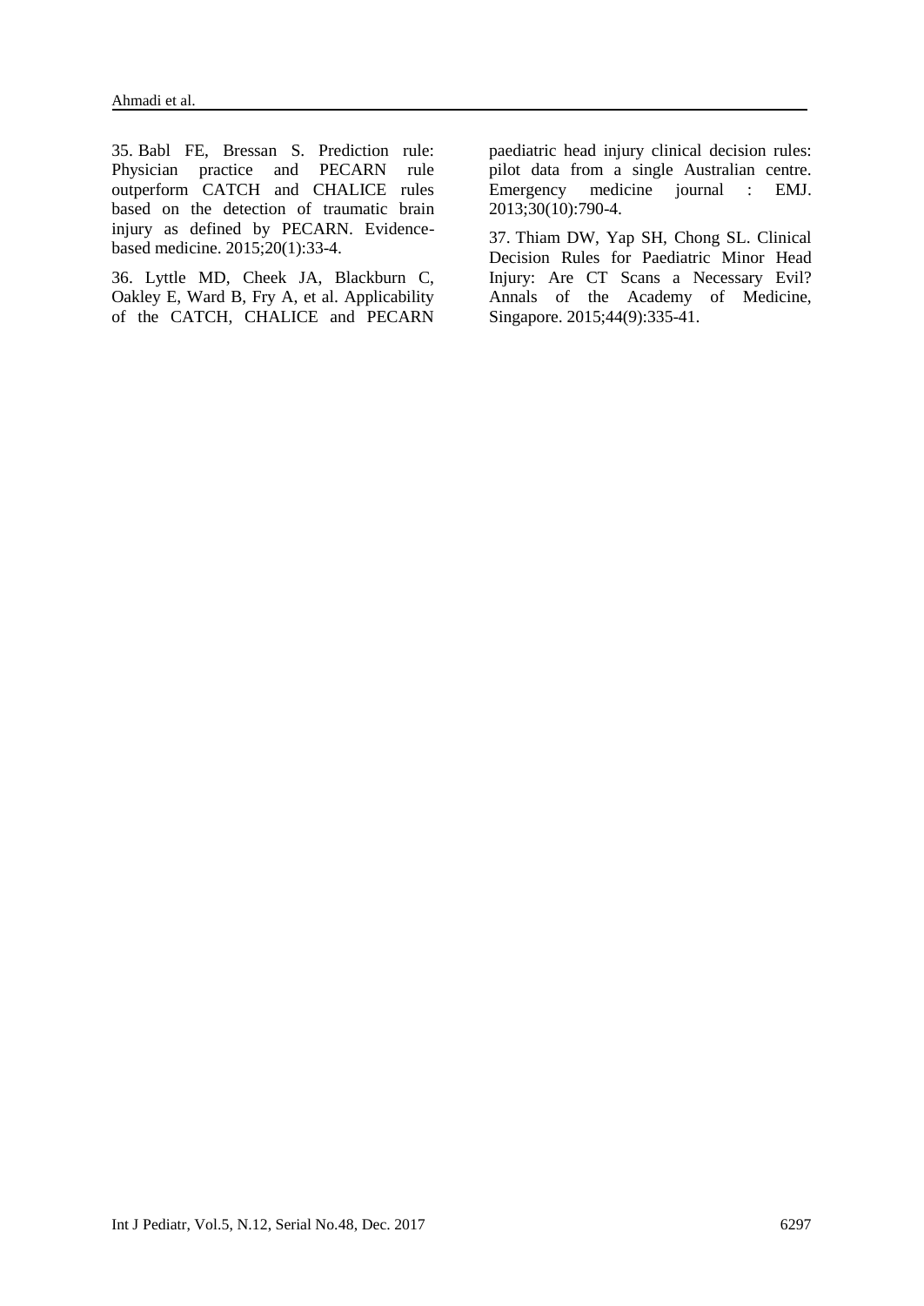35. Babl FE, Bressan S. Prediction rule: Physician practice and PECARN rule outperform CATCH and CHALICE rules based on the detection of traumatic brain injury as defined by PECARN. Evidence-based medicine. 2015;20(1):33-4.

36. Lyttle MD, Cheek JA, Blackburn C, Oakley E, Ward B, Fry A, et al. Applicability of the CATCH, CHALICE and PECARN paediatric head injury clinical decision rules: pilot data from a single Australian centre. Emergency medicine journal : EMJ. 2013;30(10):790-4.

37. Thiam DW, Yap SH, Chong SL. Clinical Decision Rules for Paediatric Minor Head Injury: Are CT Scans a Necessary Evil? Annals of the Academy of Medicine, Singapore. 2015;44(9):335-41.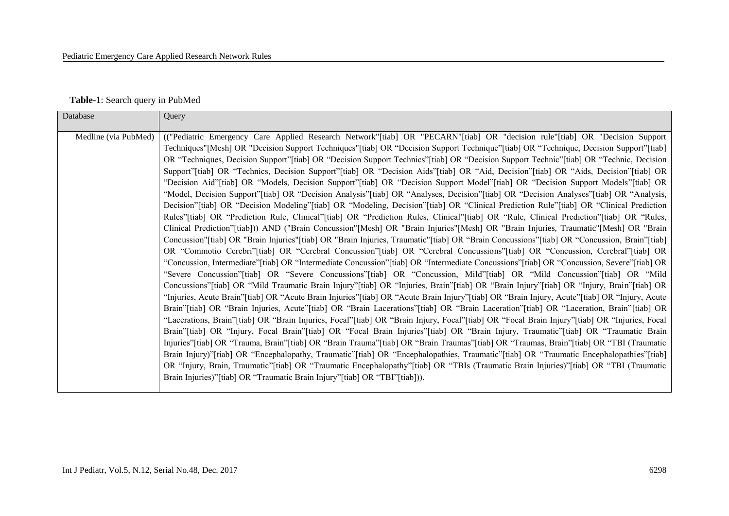**Table-1**: Search query in PubMed

| Database | Query |
|---|---|
| Medline (via PubMed) | (("Pediatric Emergency Care Applied Research Network"[tiab] OR "PECARN"[tiab] OR "decision rule"[tiab] OR "Decision Support Techniques"[Mesh] OR "Decision Support Techniques"[tiab] OR "Decision Support Technique"[tiab] OR "Technique, Decision Support"[tiab] OR "Techniques, Decision Support"[tiab] OR "Decision Support Technics"[tiab] OR "Decision Support Technic"[tiab] OR "Technic, Decision Support"[tiab] OR "Technics, Decision Support"[tiab] OR "Decision Aids"[tiab] OR "Aid, Decision"[tiab] OR "Aids, Decision"[tiab] OR "Decision Aid"[tiab] OR "Models, Decision Support"[tiab] OR "Decision Support Model"[tiab] OR "Decision Support Models"[tiab] OR "Model, Decision Support"[tiab] OR "Decision Analysis"[tiab] OR "Analyses, Decision"[tiab] OR "Decision Analyses"[tiab] OR "Analysis, Decision"[tiab] OR "Decision Modeling"[tiab] OR "Modeling, Decision"[tiab] OR "Clinical Prediction Rule"[tiab] OR "Clinical Prediction Rules"[tiab] OR "Prediction Rule, Clinical"[tiab] OR "Prediction Rules, Clinical"[tiab] OR "Rule, Clinical Prediction"[tiab] OR "Rules, Clinical Prediction"[tiab])) AND ("Brain Concussion"[Mesh] OR "Brain Injuries"[Mesh] OR "Brain Injuries, Traumatic"[Mesh] OR "Brain Concussion"[tiab] OR "Brain Injuries"[tiab] OR "Brain Injuries, Traumatic"[tiab] OR "Brain Concussions"[tiab] OR "Concussion, Brain"[tiab] OR "Commotio Cerebri"[tiab] OR "Cerebral Concussion"[tiab] OR "Cerebral Concussions"[tiab] OR "Concussion, Cerebral"[tiab] OR "Concussion, Intermediate"[tiab] OR "Intermediate Concussion"[tiab] OR "Intermediate Concussions"[tiab] OR "Concussion, Severe"[tiab] OR "Severe Concussion"[tiab] OR "Severe Concussions"[tiab] OR "Concussion, Mild"[tiab] OR "Mild Concussion"[tiab] OR "Mild Concussions"[tiab] OR "Mild Traumatic Brain Injury"[tiab] OR "Injuries, Brain"[tiab] OR "Brain Injury"[tiab] OR "Injury, Brain"[tiab] OR "Injuries, Acute Brain"[tiab] OR "Acute Brain Injuries"[tiab] OR "Acute Brain Injury"[tiab] OR "Brain Injury, Acute"[tiab] OR "Injury, Acute Brain"[tiab] OR "Brain Injuries, Acute"[tiab] OR "Brain Lacerations"[tiab] OR "Brain Laceration"[tiab] OR "Laceration, Brain"[tiab] OR "Lacerations, Brain"[tiab] OR "Brain Injuries, Focal"[tiab] OR "Brain Injury, Focal"[tiab] OR "Focal Brain Injury"[tiab] OR "Injuries, Focal Brain"[tiab] OR "Injury, Focal Brain"[tiab] OR "Focal Brain Injuries"[tiab] OR "Brain Injury, Traumatic"[tiab] OR "Traumatic Brain Injuries"[tiab] OR "Trauma, Brain"[tiab] OR "Brain Trauma"[tiab] OR "Brain Traumas"[tiab] OR "Traumas, Brain"[tiab] OR "TBI (Traumatic Brain Injury)"[tiab] OR "Encephalopathy, Traumatic"[tiab] OR "Encephalopathies, Traumatic"[tiab] OR "Traumatic Encephalopathies"[tiab] OR "Injury, Brain, Traumatic"[tiab] OR "Traumatic Encephalopathy"[tiab] OR "TBIs (Traumatic Brain Injuries)"[tiab] OR "TBI (Traumatic Brain Injuries)"[tiab] OR "Traumatic Brain Injury"[tiab] OR "TBI"[tiab])). |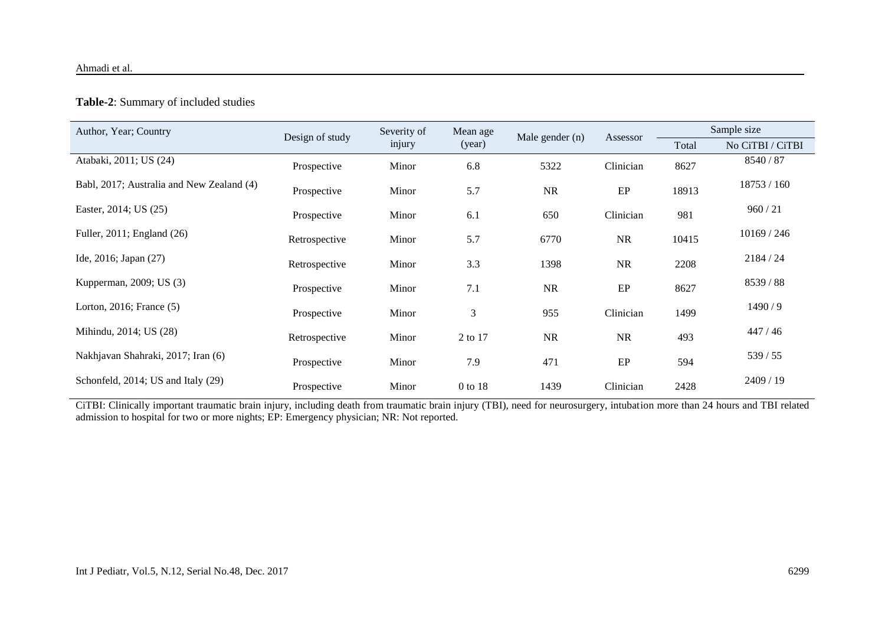**Table-2**: Summary of included studies

| Author, Year; Country | Design of study | Severity of injury | Mean age (year) | Male gender (n) | Assessor | Sample size | |
|---|---|---|---|---|---|---|---|
| | | | | | | Total | No CiTBI / CiTBI |
| Atabaki, 2011; US (24) | Prospective | Minor | 6.8 | 5322 | Clinician | 8627 | 8540 / 87 |
| Babl, 2017; Australia and New Zealand (4) | Prospective | Minor | 5.7 | NR | EP | 18913 | 18753 / 160 |
| Easter, 2014; US (25) | Prospective | Minor | 6.1 | 650 | Clinician | 981 | 960 / 21 |
| Fuller, 2011; England (26) | Retrospective | Minor | 5.7 | 6770 | NR | 10415 | 10169 / 246 |
| Ide, 2016; Japan (27) | Retrospective | Minor | 3.3 | 1398 | NR | 2208 | 2184 / 24 |
| Kupperman, 2009; US (3) | Prospective | Minor | 7.1 | NR | EP | 8627 | 8539 / 88 |
| Lorton, 2016; France (5) | Prospective | Minor | 3 | 955 | Clinician | 1499 | 1490 / 9 |
| Mihindu, 2014; US (28) | Retrospective | Minor | 2 to 17 | NR | NR | 493 | 447 / 46 |
| Nakhjavan Shahraki, 2017; Iran (6) | Prospective | Minor | 7.9 | 471 | EP | 594 | 539 / 55 |
| Schonfeld, 2014; US and Italy (29) | Prospective | Minor | 0 to 18 | 1439 | Clinician | 2428 | 2409 / 19 |

CiTBI: Clinically important traumatic brain injury, including death from traumatic brain injury (TBI), need for neurosurgery, intubation more than 24 hours and TBI related admission to hospital for two or more nights; EP: Emergency physician; NR: Not reported.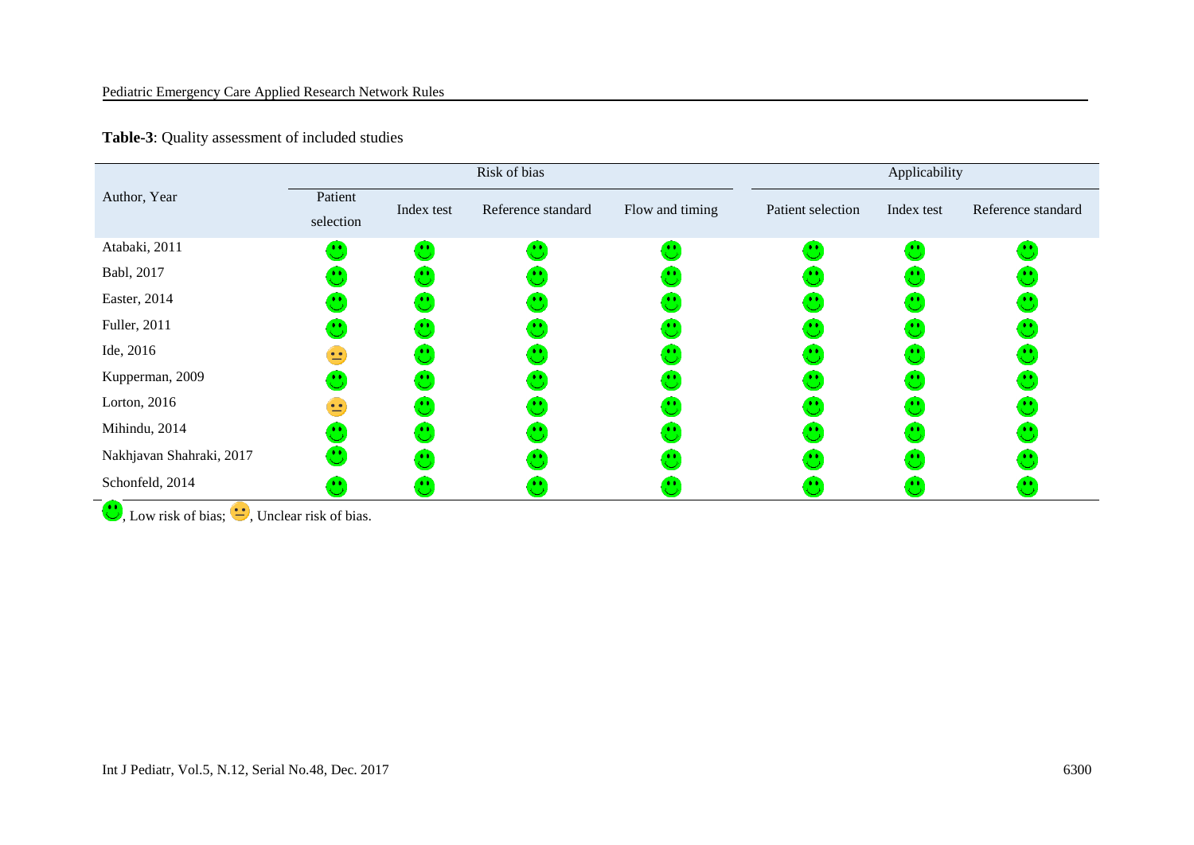**Table-3**: Quality assessment of included studies

| Author, Year | Risk of bias | | | | Applicability | | |
|---|---|---|---|---|---|---|---|
| | Patient selection | Index test | Reference standard | Flow and timing | Patient selection | Index test | Reference standard |
| Atabaki, 2011 | ☺ | ☺ | ☺ | ☺ | ☺ | ☺ | ☺ |
| Babl, 2017 | ☺ | ☺ | ☺ | ☺ | ☺ | ☺ | ☺ |
| Easter, 2014 | ☺ | ☺ | ☺ | ☺ | ☺ | ☺ | ☺ |
| Fuller, 2011 | ☺ | ☺ | ☺ | ☺ | ☺ | ☺ | ☺ |
| Ide, 2016 | 😐 | ☺ | ☺ | ☺ | ☺ | ☺ | ☺ |
| Kupperman, 2009 | ☺ | ☺ | ☺ | ☺ | ☺ | ☺ | ☺ |
| Lorton, 2016 | 😐 | ☺ | ☺ | ☺ | ☺ | ☺ | ☺ |
| Mihindu, 2014 | ☺ | ☺ | ☺ | ☺ | ☺ | ☺ | ☺ |
| Nakhjavan Shahraki, 2017 | ☺ | ☺ | ☺ | ☺ | ☺ | ☺ | ☺ |
| Schonfeld, 2014 | ☺ | ☺ | ☺ | ☺ | ☺ | ☺ | ☺ |

☺, Low risk of bias; 😐, Unclear risk of bias.